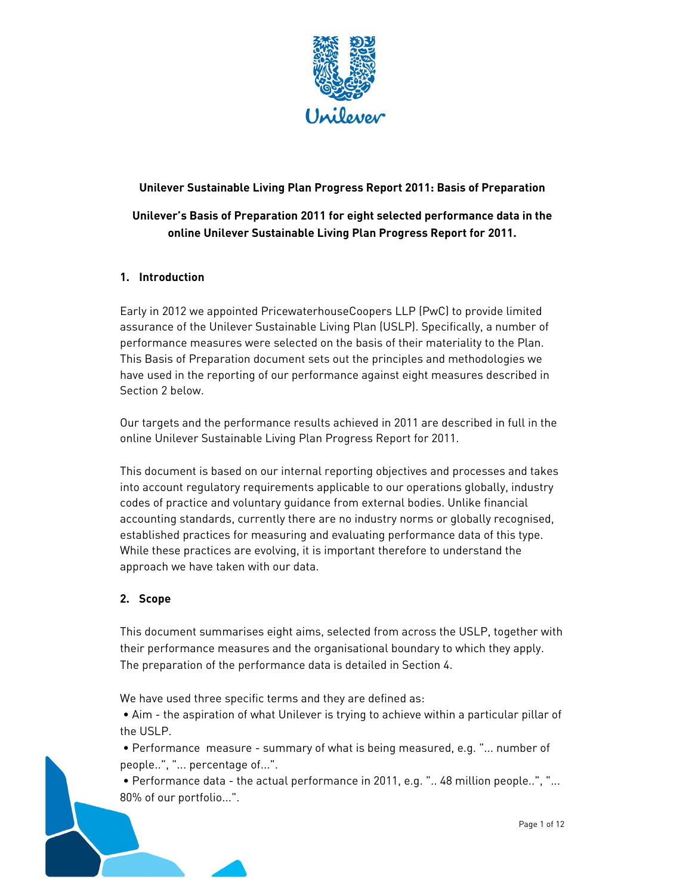**Unilever Sustainable Living Plan Progress Report 2011: Basis of Preparation**

**Unilever's Basis of Preparation 2011 for eight selected performance data in the online Unilever Sustainable Living Plan Progress Report for 2011.**

## 1. Introduction

Early in 2012 we appointed PricewaterhouseCoopers LLP (PwC) to provide limited assurance of the Unilever Sustainable Living Plan (USLP). Specifically, a number of performance measures were selected on the basis of their materiality to the Plan. This Basis of Preparation document sets out the principles and methodologies we have used in the reporting of our performance against eight measures described in Section 2 below.

Our targets and the performance results achieved in 2011 are described in full in the online Unilever Sustainable Living Plan Progress Report for 2011.

This document is based on our internal reporting objectives and processes and takes into account regulatory requirements applicable to our operations globally, industry codes of practice and voluntary guidance from external bodies. Unlike financial accounting standards, currently there are no industry norms or globally recognised, established practices for measuring and evaluating performance data of this type. While these practices are evolving, it is important therefore to understand the approach we have taken with our data.

## 2. Scope

This document summarises eight aims, selected from across the USLP, together with their performance measures and the organisational boundary to which they apply. The preparation of the performance data is detailed in Section 4.

We have used three specific terms and they are defined as:

- Aim - the aspiration of what Unilever is trying to achieve within a particular pillar of the USLP.
- Performance measure - summary of what is being measured, e.g. "... number of people..", "... percentage of...".
- Performance data - the actual performance in 2011, e.g. ".. 48 million people..", "... 80% of our portfolio...".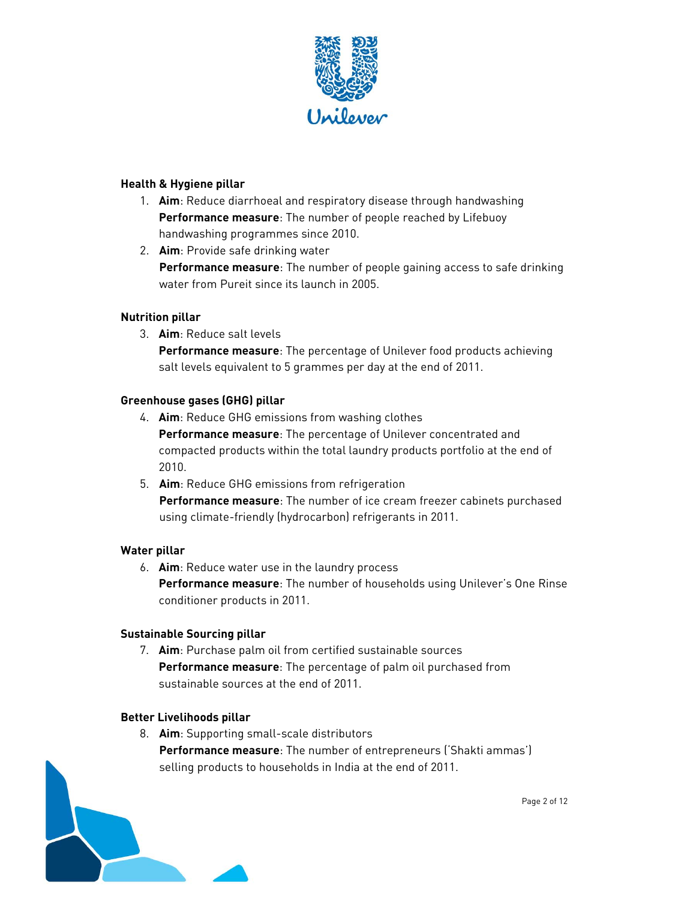**Health & Hygiene pillar**

1. **Aim**: Reduce diarrhoeal and respiratory disease through handwashing
   **Performance measure**: The number of people reached by Lifebuoy handwashing programmes since 2010.
2. **Aim**: Provide safe drinking water
   **Performance measure**: The number of people gaining access to safe drinking water from Pureit since its launch in 2005.

**Nutrition pillar**

3. **Aim**: Reduce salt levels
   **Performance measure**: The percentage of Unilever food products achieving salt levels equivalent to 5 grammes per day at the end of 2011.

**Greenhouse gases (GHG) pillar**

4. **Aim**: Reduce GHG emissions from washing clothes
   **Performance measure**: The percentage of Unilever concentrated and compacted products within the total laundry products portfolio at the end of 2010.
5. **Aim**: Reduce GHG emissions from refrigeration
   **Performance measure**: The number of ice cream freezer cabinets purchased using climate-friendly (hydrocarbon) refrigerants in 2011.

**Water pillar**

6. **Aim**: Reduce water use in the laundry process
   **Performance measure**: The number of households using Unilever's One Rinse conditioner products in 2011.

**Sustainable Sourcing pillar**

7. **Aim**: Purchase palm oil from certified sustainable sources
   **Performance measure**: The percentage of palm oil purchased from sustainable sources at the end of 2011.

**Better Livelihoods pillar**

8. **Aim**: Supporting small-scale distributors
   **Performance measure**: The number of entrepreneurs ('Shakti ammas') selling products to households in India at the end of 2011.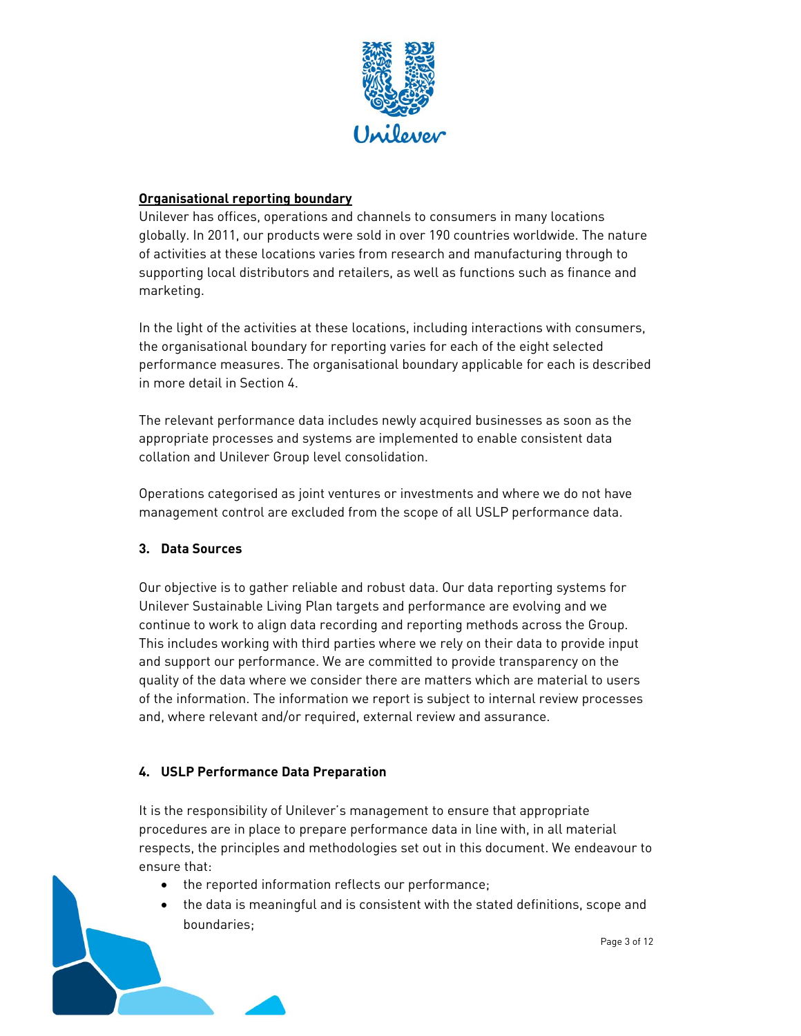**Organisational reporting boundary**

Unilever has offices, operations and channels to consumers in many locations globally. In 2011, our products were sold in over 190 countries worldwide. The nature of activities at these locations varies from research and manufacturing through to supporting local distributors and retailers, as well as functions such as finance and marketing.

In the light of the activities at these locations, including interactions with consumers, the organisational boundary for reporting varies for each of the eight selected performance measures. The organisational boundary applicable for each is described in more detail in Section 4.

The relevant performance data includes newly acquired businesses as soon as the appropriate processes and systems are implemented to enable consistent data collation and Unilever Group level consolidation.

Operations categorised as joint ventures or investments and where we do not have management control are excluded from the scope of all USLP performance data.

## 3. Data Sources

Our objective is to gather reliable and robust data. Our data reporting systems for Unilever Sustainable Living Plan targets and performance are evolving and we continue to work to align data recording and reporting methods across the Group. This includes working with third parties where we rely on their data to provide input and support our performance. We are committed to provide transparency on the quality of the data where we consider there are matters which are material to users of the information. The information we report is subject to internal review processes and, where relevant and/or required, external review and assurance.

## 4. USLP Performance Data Preparation

It is the responsibility of Unilever's management to ensure that appropriate procedures are in place to prepare performance data in line with, in all material respects, the principles and methodologies set out in this document. We endeavour to ensure that:

- the reported information reflects our performance;
- the data is meaningful and is consistent with the stated definitions, scope and boundaries;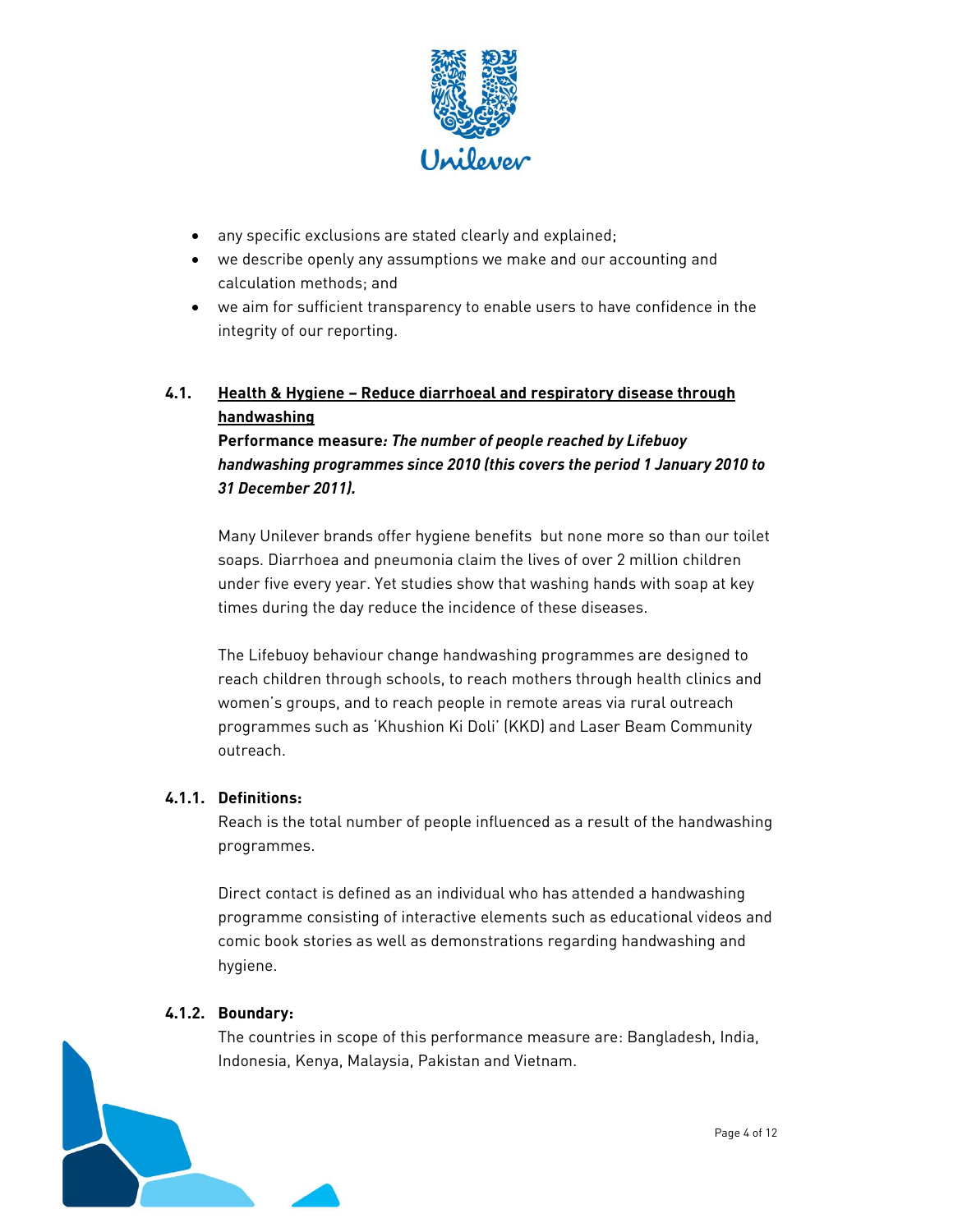- any specific exclusions are stated clearly and explained;
- we describe openly any assumptions we make and our accounting and calculation methods; and
- we aim for sufficient transparency to enable users to have confidence in the integrity of our reporting.

### 4.1. Health & Hygiene – Reduce diarrhoeal and respiratory disease through handwashing

**Performance measure*: The number of people reached by Lifebuoy handwashing programmes since 2010 (this covers the period 1 January 2010 to 31 December 2011).***

Many Unilever brands offer hygiene benefits but none more so than our toilet soaps. Diarrhoea and pneumonia claim the lives of over 2 million children under five every year. Yet studies show that washing hands with soap at key times during the day reduce the incidence of these diseases.

The Lifebuoy behaviour change handwashing programmes are designed to reach children through schools, to reach mothers through health clinics and women's groups, and to reach people in remote areas via rural outreach programmes such as 'Khushion Ki Doli' (KKD) and Laser Beam Community outreach.

#### 4.1.1. Definitions:

Reach is the total number of people influenced as a result of the handwashing programmes.

Direct contact is defined as an individual who has attended a handwashing programme consisting of interactive elements such as educational videos and comic book stories as well as demonstrations regarding handwashing and hygiene.

#### 4.1.2. Boundary:

The countries in scope of this performance measure are: Bangladesh, India, Indonesia, Kenya, Malaysia, Pakistan and Vietnam.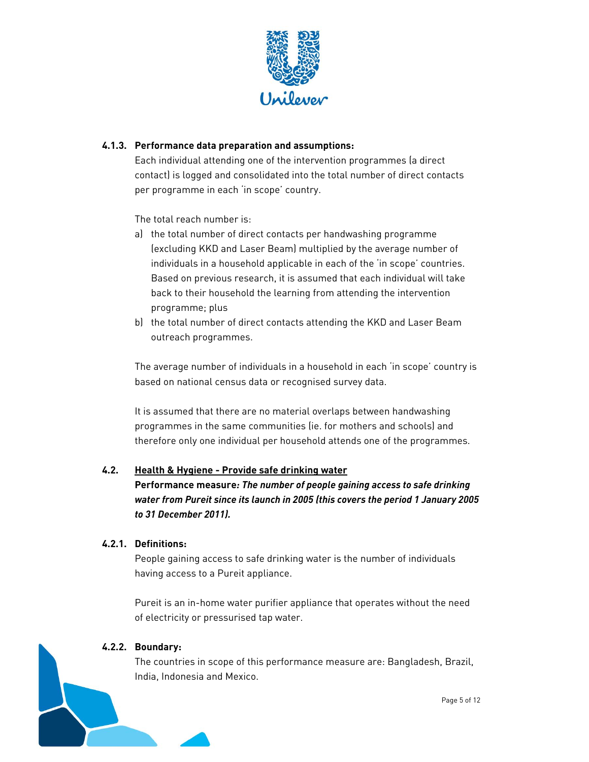#### 4.1.3. Performance data preparation and assumptions:

Each individual attending one of the intervention programmes (a direct contact) is logged and consolidated into the total number of direct contacts per programme in each 'in scope' country.

The total reach number is:

a) the total number of direct contacts per handwashing programme (excluding KKD and Laser Beam) multiplied by the average number of individuals in a household applicable in each of the 'in scope' countries. Based on previous research, it is assumed that each individual will take back to their household the learning from attending the intervention programme; plus
b) the total number of direct contacts attending the KKD and Laser Beam outreach programmes.

The average number of individuals in a household in each 'in scope' country is based on national census data or recognised survey data.

It is assumed that there are no material overlaps between handwashing programmes in the same communities (ie. for mothers and schools) and therefore only one individual per household attends one of the programmes.

### 4.2. Health & Hygiene - Provide safe drinking water

**Performance measure*: The number of people gaining access to safe drinking water from Pureit since its launch in 2005 (this covers the period 1 January 2005 to 31 December 2011).***

#### 4.2.1. Definitions:

People gaining access to safe drinking water is the number of individuals having access to a Pureit appliance.

Pureit is an in-home water purifier appliance that operates without the need of electricity or pressurised tap water.

#### 4.2.2. Boundary:

The countries in scope of this performance measure are: Bangladesh, Brazil, India, Indonesia and Mexico.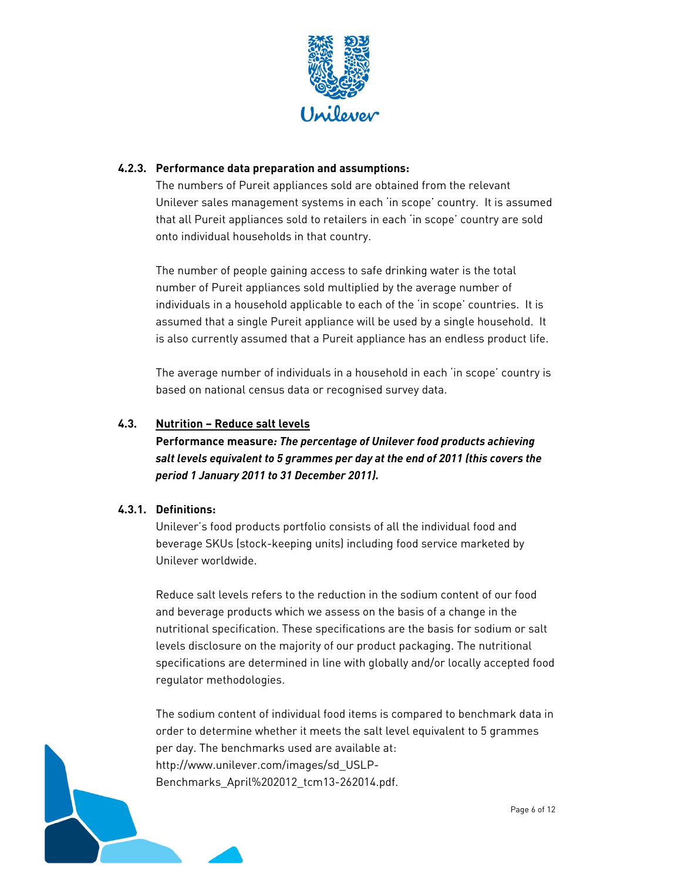#### 4.2.3. Performance data preparation and assumptions:

The numbers of Pureit appliances sold are obtained from the relevant Unilever sales management systems in each 'in scope' country. It is assumed that all Pureit appliances sold to retailers in each 'in scope' country are sold onto individual households in that country.

The number of people gaining access to safe drinking water is the total number of Pureit appliances sold multiplied by the average number of individuals in a household applicable to each of the 'in scope' countries. It is assumed that a single Pureit appliance will be used by a single household. It is also currently assumed that a Pureit appliance has an endless product life.

The average number of individuals in a household in each 'in scope' country is based on national census data or recognised survey data.

### 4.3. Nutrition – Reduce salt levels

**Performance measure*: The percentage of Unilever food products achieving salt levels equivalent to 5 grammes per day at the end of 2011 (this covers the period 1 January 2011 to 31 December 2011).***

#### 4.3.1. Definitions:

Unilever's food products portfolio consists of all the individual food and beverage SKUs (stock-keeping units) including food service marketed by Unilever worldwide.

Reduce salt levels refers to the reduction in the sodium content of our food and beverage products which we assess on the basis of a change in the nutritional specification. These specifications are the basis for sodium or salt levels disclosure on the majority of our product packaging. The nutritional specifications are determined in line with globally and/or locally accepted food regulator methodologies.

The sodium content of individual food items is compared to benchmark data in order to determine whether it meets the salt level equivalent to 5 grammes per day. The benchmarks used are available at: http://www.unilever.com/images/sd_USLP-Benchmarks_April%202012_tcm13-262014.pdf.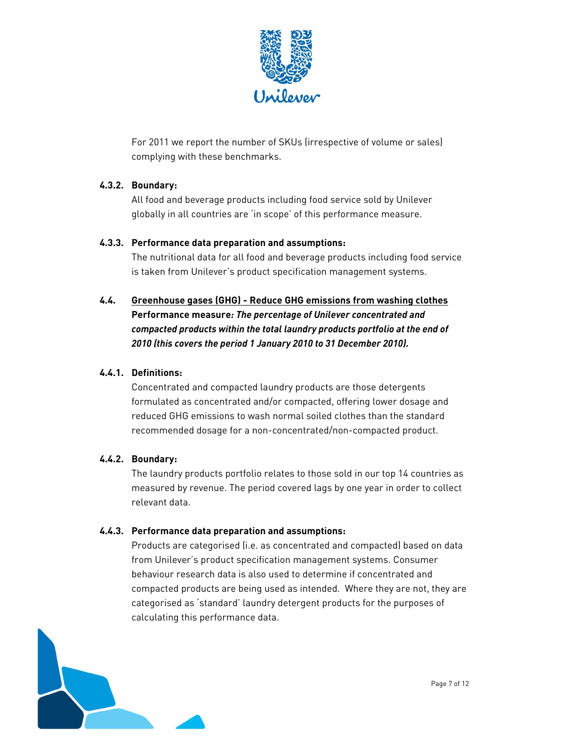For 2011 we report the number of SKUs (irrespective of volume or sales) complying with these benchmarks.

### 4.3.2. Boundary:

All food and beverage products including food service sold by Unilever globally in all countries are 'in scope' of this performance measure.

### 4.3.3. Performance data preparation and assumptions:

The nutritional data for all food and beverage products including food service is taken from Unilever's product specification management systems.

## 4.4. Greenhouse gases (GHG) - Reduce GHG emissions from washing clothes

**Performance measure*: The percentage of Unilever concentrated and compacted products within the total laundry products portfolio at the end of 2010 (this covers the period 1 January 2010 to 31 December 2010).***

### 4.4.1. Definitions:

Concentrated and compacted laundry products are those detergents formulated as concentrated and/or compacted, offering lower dosage and reduced GHG emissions to wash normal soiled clothes than the standard recommended dosage for a non-concentrated/non-compacted product.

### 4.4.2. Boundary:

The laundry products portfolio relates to those sold in our top 14 countries as measured by revenue. The period covered lags by one year in order to collect relevant data.

### 4.4.3. Performance data preparation and assumptions:

Products are categorised (i.e. as concentrated and compacted) based on data from Unilever's product specification management systems. Consumer behaviour research data is also used to determine if concentrated and compacted products are being used as intended. Where they are not, they are categorised as 'standard' laundry detergent products for the purposes of calculating this performance data.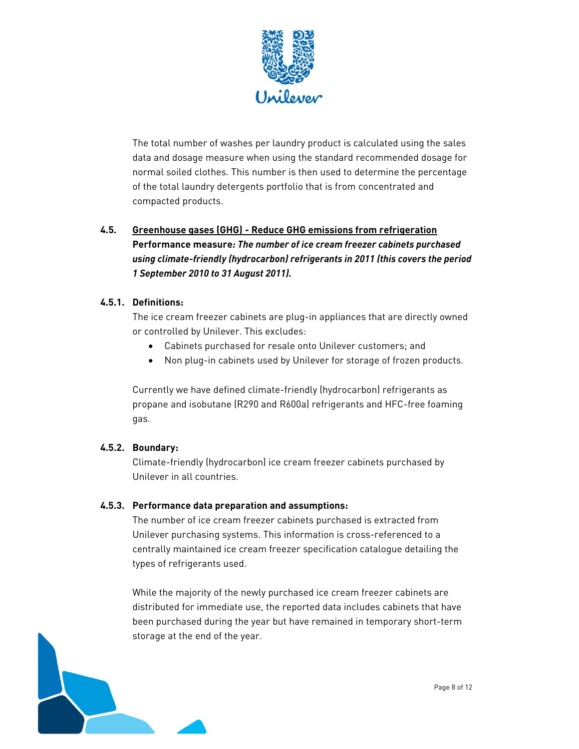The total number of washes per laundry product is calculated using the sales data and dosage measure when using the standard recommended dosage for normal soiled clothes. This number is then used to determine the percentage of the total laundry detergents portfolio that is from concentrated and compacted products.

## 4.5. Greenhouse gases (GHG) - Reduce GHG emissions from refrigeration

**Performance measure*: The number of ice cream freezer cabinets purchased using climate-friendly (hydrocarbon) refrigerants in 2011 (this covers the period 1 September 2010 to 31 August 2011).***

### 4.5.1. Definitions:

The ice cream freezer cabinets are plug-in appliances that are directly owned or controlled by Unilever. This excludes:

- Cabinets purchased for resale onto Unilever customers; and
- Non plug-in cabinets used by Unilever for storage of frozen products.

Currently we have defined climate-friendly (hydrocarbon) refrigerants as propane and isobutane (R290 and R600a) refrigerants and HFC-free foaming gas.

### 4.5.2. Boundary:

Climate-friendly (hydrocarbon) ice cream freezer cabinets purchased by Unilever in all countries.

### 4.5.3. Performance data preparation and assumptions:

The number of ice cream freezer cabinets purchased is extracted from Unilever purchasing systems. This information is cross-referenced to a centrally maintained ice cream freezer specification catalogue detailing the types of refrigerants used.

While the majority of the newly purchased ice cream freezer cabinets are distributed for immediate use, the reported data includes cabinets that have been purchased during the year but have remained in temporary short-term storage at the end of the year.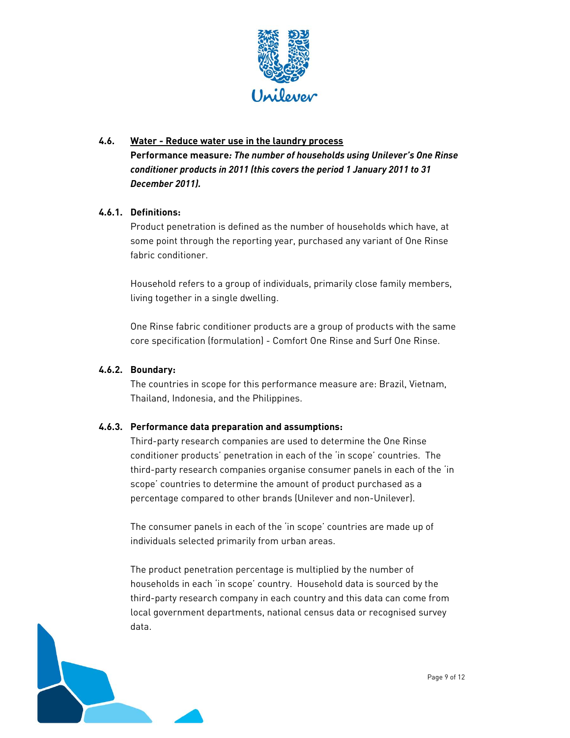## 4.6. Water - Reduce water use in the laundry process

**Performance measure*: The number of households using Unilever's One Rinse conditioner products in 2011 (this covers the period 1 January 2011 to 31 December 2011).***

### 4.6.1. Definitions:

Product penetration is defined as the number of households which have, at some point through the reporting year, purchased any variant of One Rinse fabric conditioner.

Household refers to a group of individuals, primarily close family members, living together in a single dwelling.

One Rinse fabric conditioner products are a group of products with the same core specification (formulation) - Comfort One Rinse and Surf One Rinse.

### 4.6.2. Boundary:

The countries in scope for this performance measure are: Brazil, Vietnam, Thailand, Indonesia, and the Philippines.

### 4.6.3. Performance data preparation and assumptions:

Third-party research companies are used to determine the One Rinse conditioner products' penetration in each of the 'in scope' countries. The third-party research companies organise consumer panels in each of the 'in scope' countries to determine the amount of product purchased as a percentage compared to other brands (Unilever and non-Unilever).

The consumer panels in each of the 'in scope' countries are made up of individuals selected primarily from urban areas.

The product penetration percentage is multiplied by the number of households in each 'in scope' country. Household data is sourced by the third-party research company in each country and this data can come from local government departments, national census data or recognised survey data.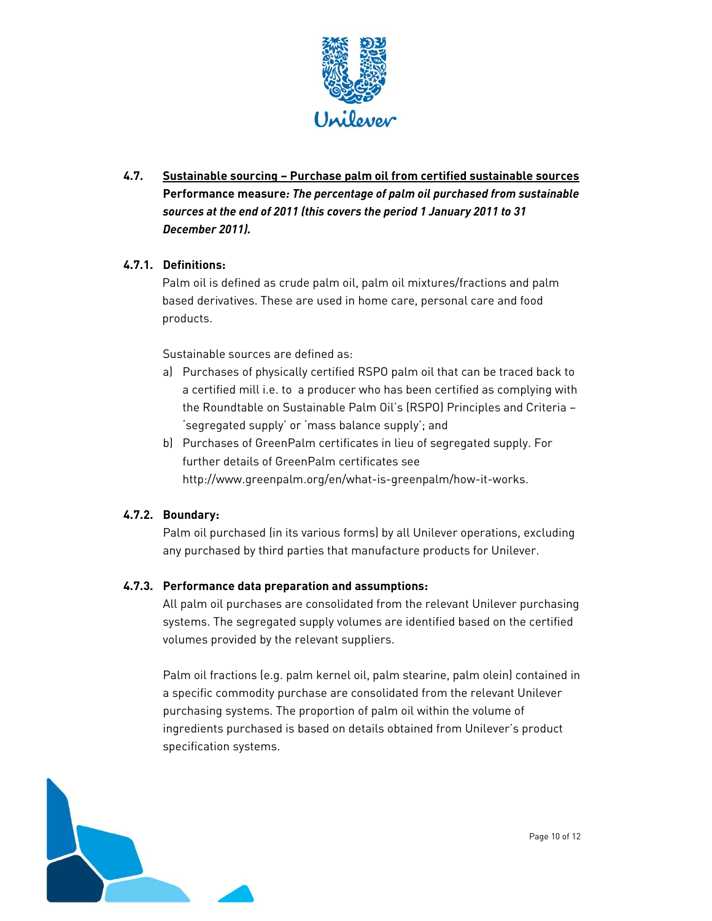## 4.7. Sustainable sourcing – Purchase palm oil from certified sustainable sources

**Performance measure*: The percentage of palm oil purchased from sustainable sources at the end of 2011 (this covers the period 1 January 2011 to 31 December 2011).***

### 4.7.1. Definitions:

Palm oil is defined as crude palm oil, palm oil mixtures/fractions and palm based derivatives. These are used in home care, personal care and food products.

Sustainable sources are defined as:

a) Purchases of physically certified RSPO palm oil that can be traced back to a certified mill i.e. to a producer who has been certified as complying with the Roundtable on Sustainable Palm Oil's (RSPO) Principles and Criteria – 'segregated supply' or 'mass balance supply'; and
b) Purchases of GreenPalm certificates in lieu of segregated supply. For further details of GreenPalm certificates see http://www.greenpalm.org/en/what-is-greenpalm/how-it-works.

### 4.7.2. Boundary:

Palm oil purchased (in its various forms) by all Unilever operations, excluding any purchased by third parties that manufacture products for Unilever.

### 4.7.3. Performance data preparation and assumptions:

All palm oil purchases are consolidated from the relevant Unilever purchasing systems. The segregated supply volumes are identified based on the certified volumes provided by the relevant suppliers.

Palm oil fractions (e.g. palm kernel oil, palm stearine, palm olein) contained in a specific commodity purchase are consolidated from the relevant Unilever purchasing systems. The proportion of palm oil within the volume of ingredients purchased is based on details obtained from Unilever's product specification systems.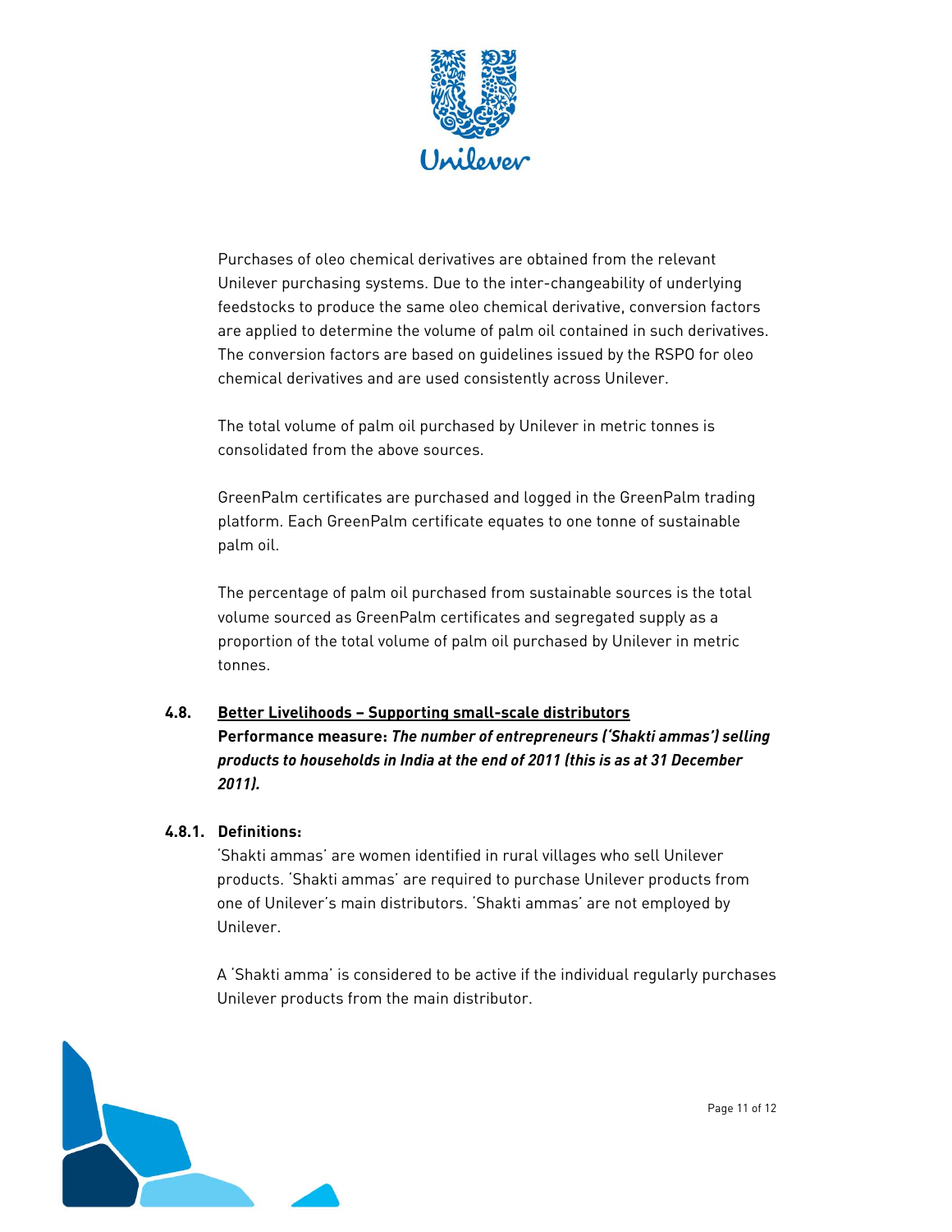Purchases of oleo chemical derivatives are obtained from the relevant Unilever purchasing systems. Due to the inter-changeability of underlying feedstocks to produce the same oleo chemical derivative, conversion factors are applied to determine the volume of palm oil contained in such derivatives. The conversion factors are based on guidelines issued by the RSPO for oleo chemical derivatives and are used consistently across Unilever.

The total volume of palm oil purchased by Unilever in metric tonnes is consolidated from the above sources.

GreenPalm certificates are purchased and logged in the GreenPalm trading platform. Each GreenPalm certificate equates to one tonne of sustainable palm oil.

The percentage of palm oil purchased from sustainable sources is the total volume sourced as GreenPalm certificates and segregated supply as a proportion of the total volume of palm oil purchased by Unilever in metric tonnes.

## 4.8. Better Livelihoods – Supporting small-scale distributors

**Performance measure:** ***The number of entrepreneurs ('Shakti ammas') selling products to households in India at the end of 2011 (this is as at 31 December 2011).***

### 4.8.1. Definitions:

'Shakti ammas' are women identified in rural villages who sell Unilever products. 'Shakti ammas' are required to purchase Unilever products from one of Unilever's main distributors. 'Shakti ammas' are not employed by Unilever.

A 'Shakti amma' is considered to be active if the individual regularly purchases Unilever products from the main distributor.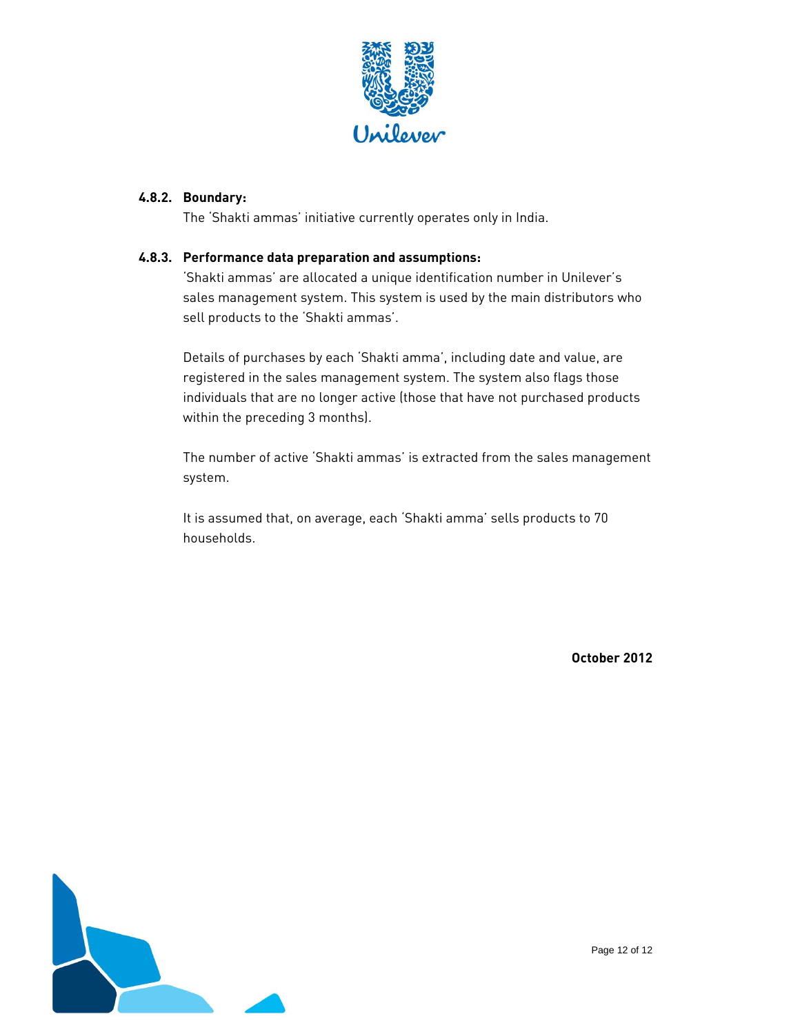#### 4.8.2. Boundary:

The 'Shakti ammas' initiative currently operates only in India.

#### 4.8.3. Performance data preparation and assumptions:

'Shakti ammas' are allocated a unique identification number in Unilever's sales management system. This system is used by the main distributors who sell products to the 'Shakti ammas'.

Details of purchases by each 'Shakti amma', including date and value, are registered in the sales management system. The system also flags those individuals that are no longer active (those that have not purchased products within the preceding 3 months).

The number of active 'Shakti ammas' is extracted from the sales management system.

It is assumed that, on average, each 'Shakti amma' sells products to 70 households.

**October 2012**